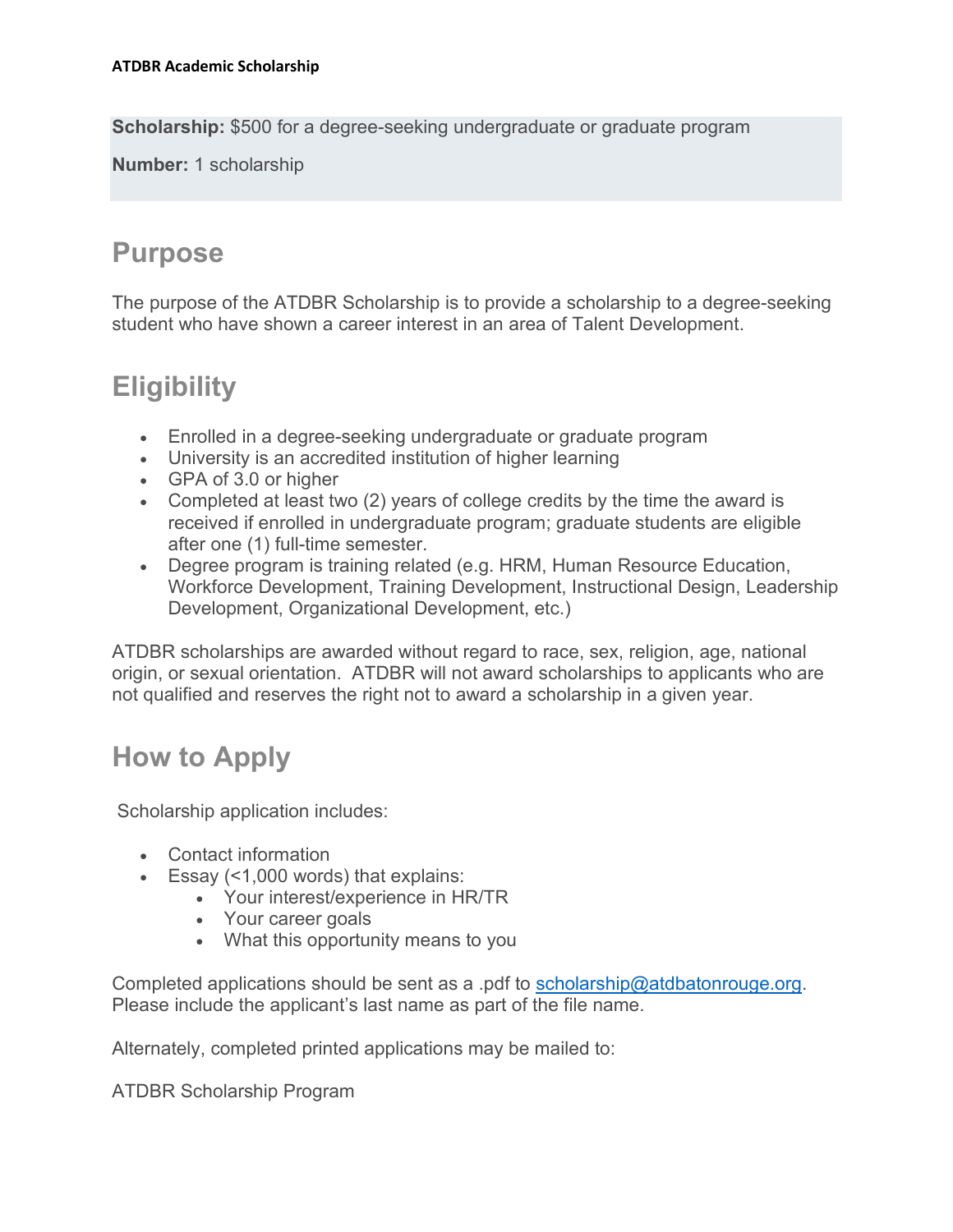**ATDBR Academic Scholarship**

**Scholarship:** $500 for a degree-seeking undergraduate or graduate program

**Number:** 1 scholarship

## Purpose

The purpose of the ATDBR Scholarship is to provide a scholarship to a degree-seeking student who have shown a career interest in an area of Talent Development.

## Eligibility

- Enrolled in a degree-seeking undergraduate or graduate program
- University is an accredited institution of higher learning
- GPA of 3.0 or higher
- Completed at least two (2) years of college credits by the time the award is received if enrolled in undergraduate program; graduate students are eligible after one (1) full-time semester.
- Degree program is training related (e.g. HRM, Human Resource Education, Workforce Development, Training Development, Instructional Design, Leadership Development, Organizational Development, etc.)

ATDBR scholarships are awarded without regard to race, sex, religion, age, national origin, or sexual orientation. ATDBR will not award scholarships to applicants who are not qualified and reserves the right not to award a scholarship in a given year.

## How to Apply

Scholarship application includes:

- Contact information
- Essay (<1,000 words) that explains:
  - Your interest/experience in HR/TR
  - Your career goals
  - What this opportunity means to you

Completed applications should be sent as a .pdf to scholarship@atdbatonrouge.org. Please include the applicant's last name as part of the file name.

Alternately, completed printed applications may be mailed to:

ATDBR Scholarship Program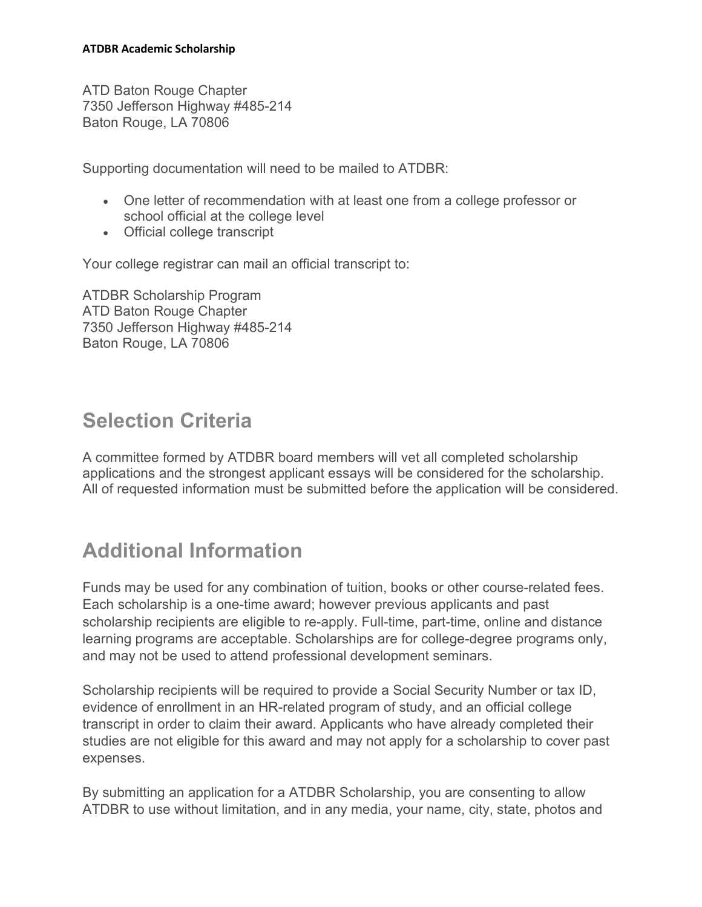ATD Baton Rouge Chapter
7350 Jefferson Highway #485-214
Baton Rouge, LA 70806

Supporting documentation will need to be mailed to ATDBR:

- One letter of recommendation with at least one from a college professor or school official at the college level
- Official college transcript

Your college registrar can mail an official transcript to:

ATDBR Scholarship Program
ATD Baton Rouge Chapter
7350 Jefferson Highway #485-214
Baton Rouge, LA 70806

## Selection Criteria

A committee formed by ATDBR board members will vet all completed scholarship applications and the strongest applicant essays will be considered for the scholarship. All of requested information must be submitted before the application will be considered.

## Additional Information

Funds may be used for any combination of tuition, books or other course-related fees. Each scholarship is a one-time award; however previous applicants and past scholarship recipients are eligible to re-apply. Full-time, part-time, online and distance learning programs are acceptable. Scholarships are for college-degree programs only, and may not be used to attend professional development seminars.

Scholarship recipients will be required to provide a Social Security Number or tax ID, evidence of enrollment in an HR-related program of study, and an official college transcript in order to claim their award. Applicants who have already completed their studies are not eligible for this award and may not apply for a scholarship to cover past expenses.

By submitting an application for a ATDBR Scholarship, you are consenting to allow ATDBR to use without limitation, and in any media, your name, city, state, photos and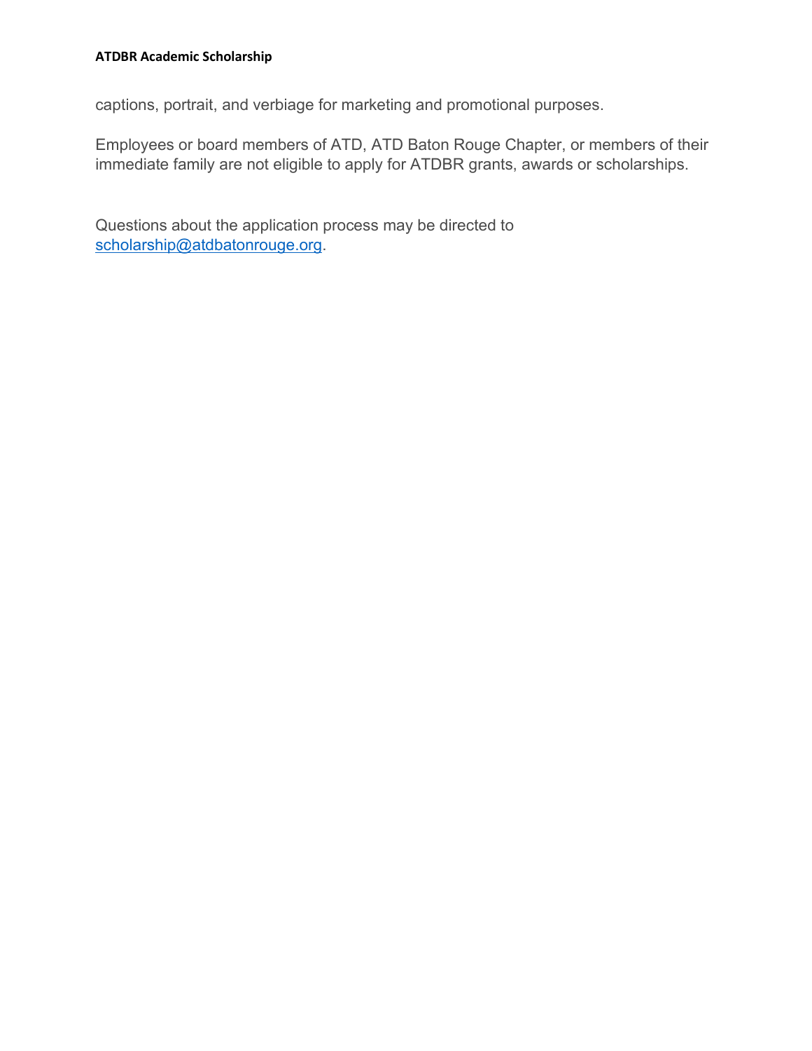captions, portrait, and verbiage for marketing and promotional purposes.

Employees or board members of ATD, ATD Baton Rouge Chapter, or members of their immediate family are not eligible to apply for ATDBR grants, awards or scholarships.

Questions about the application process may be directed to [scholarship@atdbatonrouge.org](mailto:scholarship@atdbatonrouge.org).